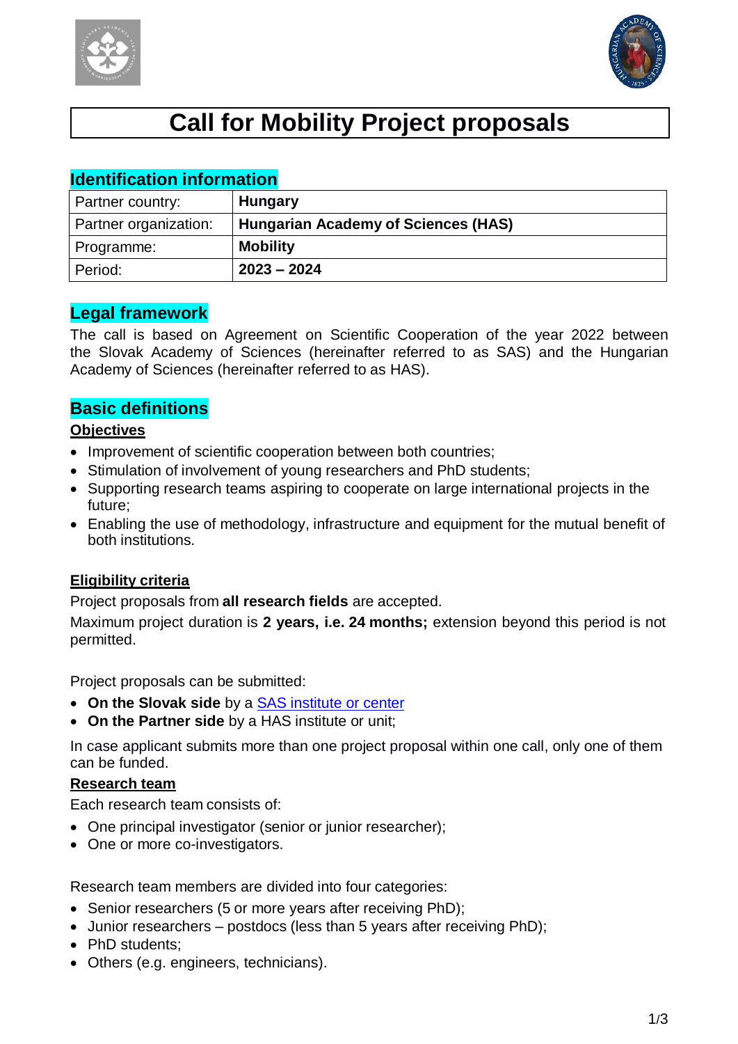# Call for Mobility Project proposals

## Identification information

| Partner country: | **Hungary** |
|---|---|
| Partner organization: | **Hungarian Academy of Sciences (HAS)** |
| Programme: | **Mobility** |
| Period: | **2023 – 2024** |

## Legal framework

The call is based on Agreement on Scientific Cooperation of the year 2022 between the Slovak Academy of Sciences (hereinafter referred to as SAS) and the Hungarian Academy of Sciences (hereinafter referred to as HAS).

## Basic definitions

### Objectives

- Improvement of scientific cooperation between both countries;
- Stimulation of involvement of young researchers and PhD students;
- Supporting research teams aspiring to cooperate on large international projects in the future;
- Enabling the use of methodology, infrastructure and equipment for the mutual benefit of both institutions.

### Eligibility criteria

Project proposals from **all research fields** are accepted.

Maximum project duration is **2 years, i.e. 24 months;** extension beyond this period is not permitted.

Project proposals can be submitted:

- **On the Slovak side** by a SAS institute or center
- **On the Partner side** by a HAS institute or unit;

In case applicant submits more than one project proposal within one call, only one of them can be funded.

### Research team

Each research team consists of:

- One principal investigator (senior or junior researcher);
- One or more co-investigators.

Research team members are divided into four categories:

- Senior researchers (5 or more years after receiving PhD);
- Junior researchers – postdocs (less than 5 years after receiving PhD);
- PhD students;
- Others (e.g. engineers, technicians).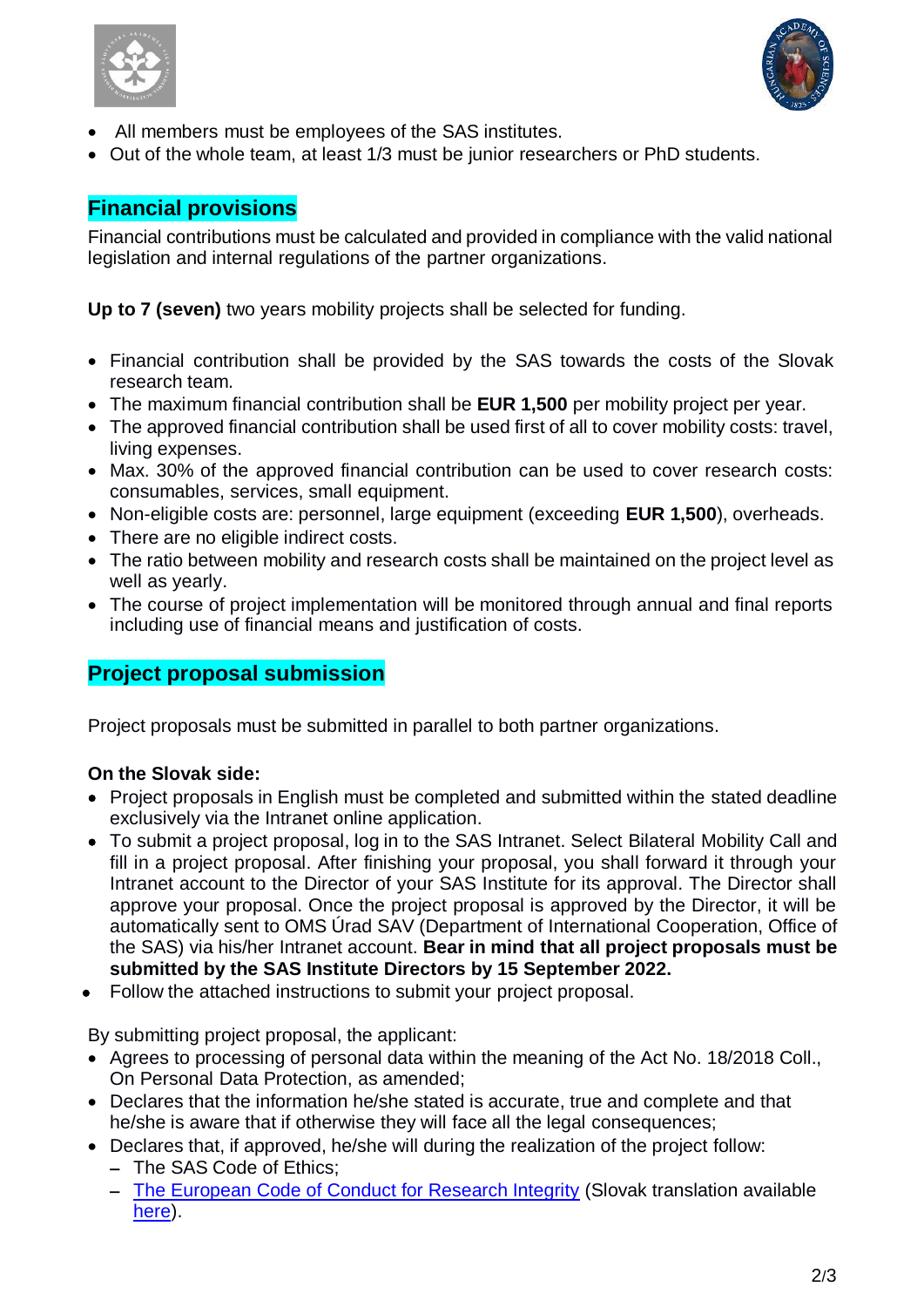- All members must be employees of the SAS institutes.
- Out of the whole team, at least 1/3 must be junior researchers or PhD students.

## Financial provisions

Financial contributions must be calculated and provided in compliance with the valid national legislation and internal regulations of the partner organizations.

**Up to 7 (seven)** two years mobility projects shall be selected for funding.

- Financial contribution shall be provided by the SAS towards the costs of the Slovak research team.
- The maximum financial contribution shall be **EUR 1,500** per mobility project per year.
- The approved financial contribution shall be used first of all to cover mobility costs: travel, living expenses.
- Max. 30% of the approved financial contribution can be used to cover research costs: consumables, services, small equipment.
- Non-eligible costs are: personnel, large equipment (exceeding **EUR 1,500**), overheads.
- There are no eligible indirect costs.
- The ratio between mobility and research costs shall be maintained on the project level as well as yearly.
- The course of project implementation will be monitored through annual and final reports including use of financial means and justification of costs.

## Project proposal submission

Project proposals must be submitted in parallel to both partner organizations.

**On the Slovak side:**

- Project proposals in English must be completed and submitted within the stated deadline exclusively via the Intranet online application.
- To submit a project proposal, log in to the SAS Intranet. Select Bilateral Mobility Call and fill in a project proposal. After finishing your proposal, you shall forward it through your Intranet account to the Director of your SAS Institute for its approval. The Director shall approve your proposal. Once the project proposal is approved by the Director, it will be automatically sent to OMS Úrad SAV (Department of International Cooperation, Office of the SAS) via his/her Intranet account. **Bear in mind that all project proposals must be submitted by the SAS Institute Directors by 15 September 2022.**
- Follow the attached instructions to submit your project proposal.

By submitting project proposal, the applicant:

- Agrees to processing of personal data within the meaning of the Act No. 18/2018 Coll., On Personal Data Protection, as amended;
- Declares that the information he/she stated is accurate, true and complete and that he/she is aware that if otherwise they will face all the legal consequences;
- Declares that, if approved, he/she will during the realization of the project follow:
  - The SAS Code of Ethics;
  - The European Code of Conduct for Research Integrity (Slovak translation available here).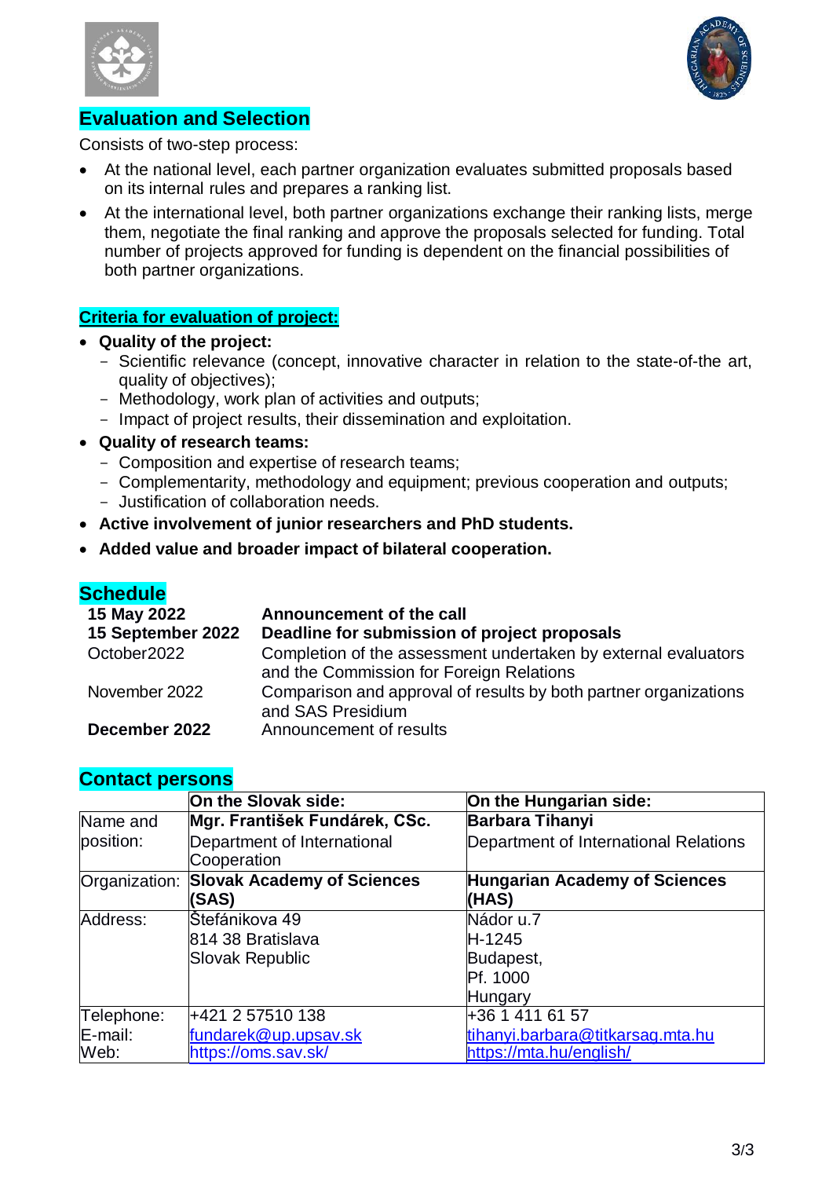## Evaluation and Selection

Consists of two-step process:

- At the national level, each partner organization evaluates submitted proposals based on its internal rules and prepares a ranking list.
- At the international level, both partner organizations exchange their ranking lists, merge them, negotiate the final ranking and approve the proposals selected for funding. Total number of projects approved for funding is dependent on the financial possibilities of both partner organizations.

### Criteria for evaluation of project:

- **Quality of the project:**
  - Scientific relevance (concept, innovative character in relation to the state-of-the art, quality of objectives);
  - Methodology, work plan of activities and outputs;
  - Impact of project results, their dissemination and exploitation.
- **Quality of research teams:**
  - Composition and expertise of research teams;
  - Complementarity, methodology and equipment; previous cooperation and outputs;
  - Justification of collaboration needs.
- **Active involvement of junior researchers and PhD students.**
- **Added value and broader impact of bilateral cooperation.**

## Schedule

| | |
|---|---|
| **15 May 2022** | **Announcement of the call** |
| **15 September 2022** | **Deadline for submission of project proposals** |
| October2022 | Completion of the assessment undertaken by external evaluators and the Commission for Foreign Relations |
| November 2022 | Comparison and approval of results by both partner organizations and SAS Presidium |
| **December 2022** | Announcement of results |

## Contact persons

| | On the Slovak side: | On the Hungarian side: |
|---|---|---|
| Name and position: | **Mgr. František Fundárek, CSc.**<br>Department of International Cooperation | **Barbara Tihanyi**<br>Department of International Relations |
| Organization: | **Slovak Academy of Sciences (SAS)** | **Hungarian Academy of Sciences (HAS)** |
| Address: | Štefánikova 49<br>814 38 Bratislava<br>Slovak Republic | Nádor u.7<br>H-1245<br>Budapest,<br>Pf. 1000<br>Hungary |
| Telephone:<br>E-mail:<br>Web: | +421 2 57510 138<br>fundarek@up.upsav.sk<br>https://oms.sav.sk/ | +36 1 411 61 57<br>tihanyi.barbara@titkarsag.mta.hu<br>https://mta.hu/english/ |